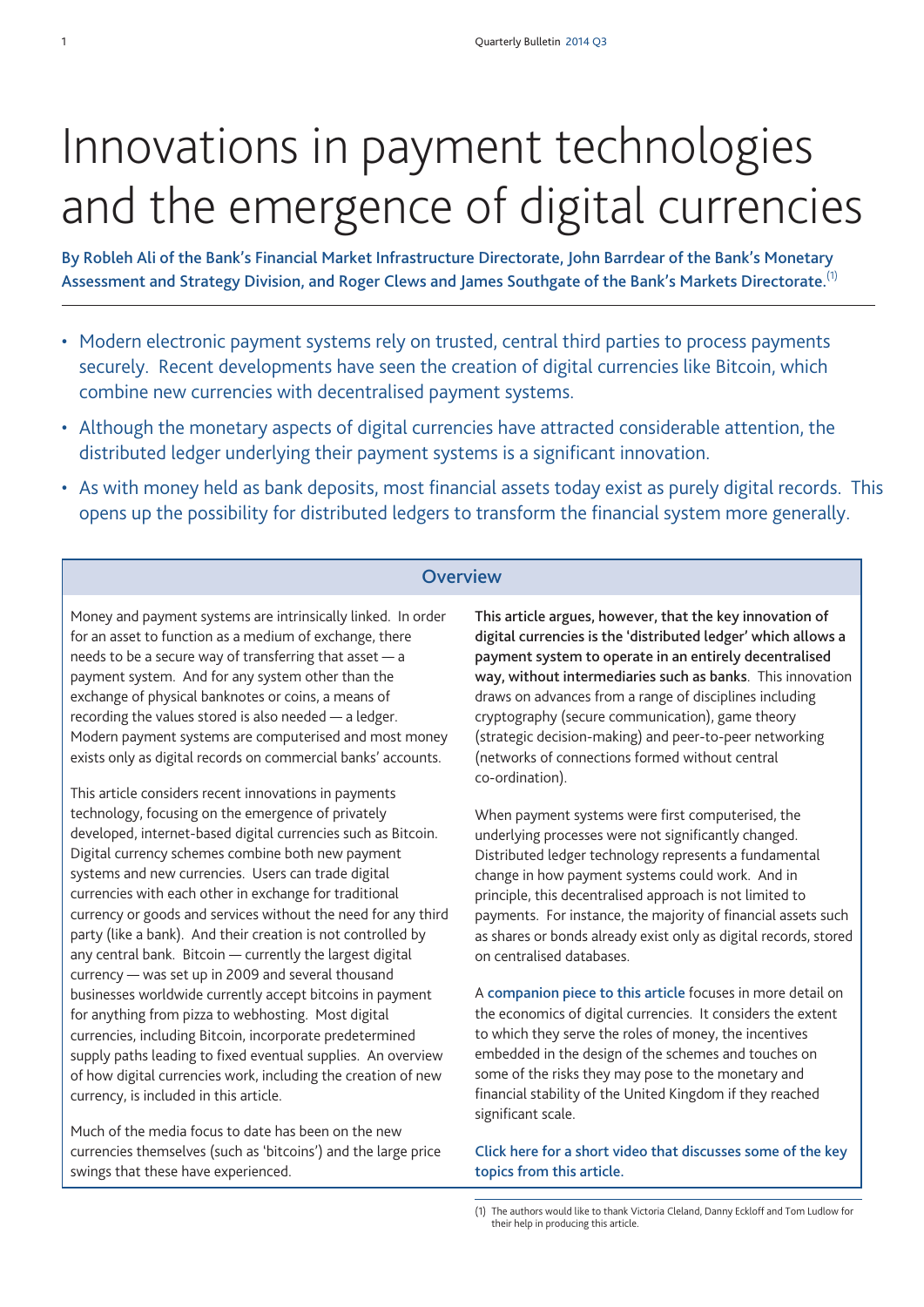# Innovations in payment technologies and the emergence of digital currencies

**By Robleh Ali of the Bank's Financial Market Infrastructure Directorate, John Barrdear of the Bank's Monetary Assessment and Strategy Division, and Roger Clews and James Southgate of the Bank's Markets Directorate.**[1]

- Modern electronic payment systems rely on trusted, central third parties to process payments securely. Recent developments have seen the creation of digital currencies like Bitcoin, which combine new currencies with decentralised payment systems.
- Although the monetary aspects of digital currencies have attracted considerable attention, the distributed ledger underlying their payment systems is a significant innovation.
- As with money held as bank deposits, most financial assets today exist as purely digital records. This opens up the possibility for distributed ledgers to transform the financial system more generally.

## Overview

Money and payment systems are intrinsically linked. In order for an asset to function as a medium of exchange, there needs to be a secure way of transferring that asset — a payment system. And for any system other than the exchange of physical banknotes or coins, a means of recording the values stored is also needed — a ledger. Modern payment systems are computerised and most money exists only as digital records on commercial banks' accounts.

This article considers recent innovations in payments technology, focusing on the emergence of privately developed, internet-based digital currencies such as Bitcoin. Digital currency schemes combine both new payment systems and new currencies. Users can trade digital currencies with each other in exchange for traditional currency or goods and services without the need for any third party (like a bank). And their creation is not controlled by any central bank. Bitcoin — currently the largest digital currency — was set up in 2009 and several thousand businesses worldwide currently accept bitcoins in payment for anything from pizza to webhosting. Most digital currencies, including Bitcoin, incorporate predetermined supply paths leading to fixed eventual supplies. An overview of how digital currencies work, including the creation of new currency, is included in this article.

Much of the media focus to date has been on the new currencies themselves (such as 'bitcoins') and the large price swings that these have experienced.

**This article argues, however, that the key innovation of digital currencies is the 'distributed ledger' which allows a payment system to operate in an entirely decentralised way, without intermediaries such as banks.** This innovation draws on advances from a range of disciplines including cryptography (secure communication), game theory (strategic decision-making) and peer-to-peer networking (networks of connections formed without central co-ordination).

When payment systems were first computerised, the underlying processes were not significantly changed. Distributed ledger technology represents a fundamental change in how payment systems could work. And in principle, this decentralised approach is not limited to payments. For instance, the majority of financial assets such as shares or bonds already exist only as digital records, stored on centralised databases.

A companion piece to this article focuses in more detail on the economics of digital currencies. It considers the extent to which they serve the roles of money, the incentives embedded in the design of the schemes and touches on some of the risks they may pose to the monetary and financial stability of the United Kingdom if they reached significant scale.

Click here for a short video that discusses some of the key topics from this article.

(1) The authors would like to thank Victoria Cleland, Danny Eckloff and Tom Ludlow for their help in producing this article.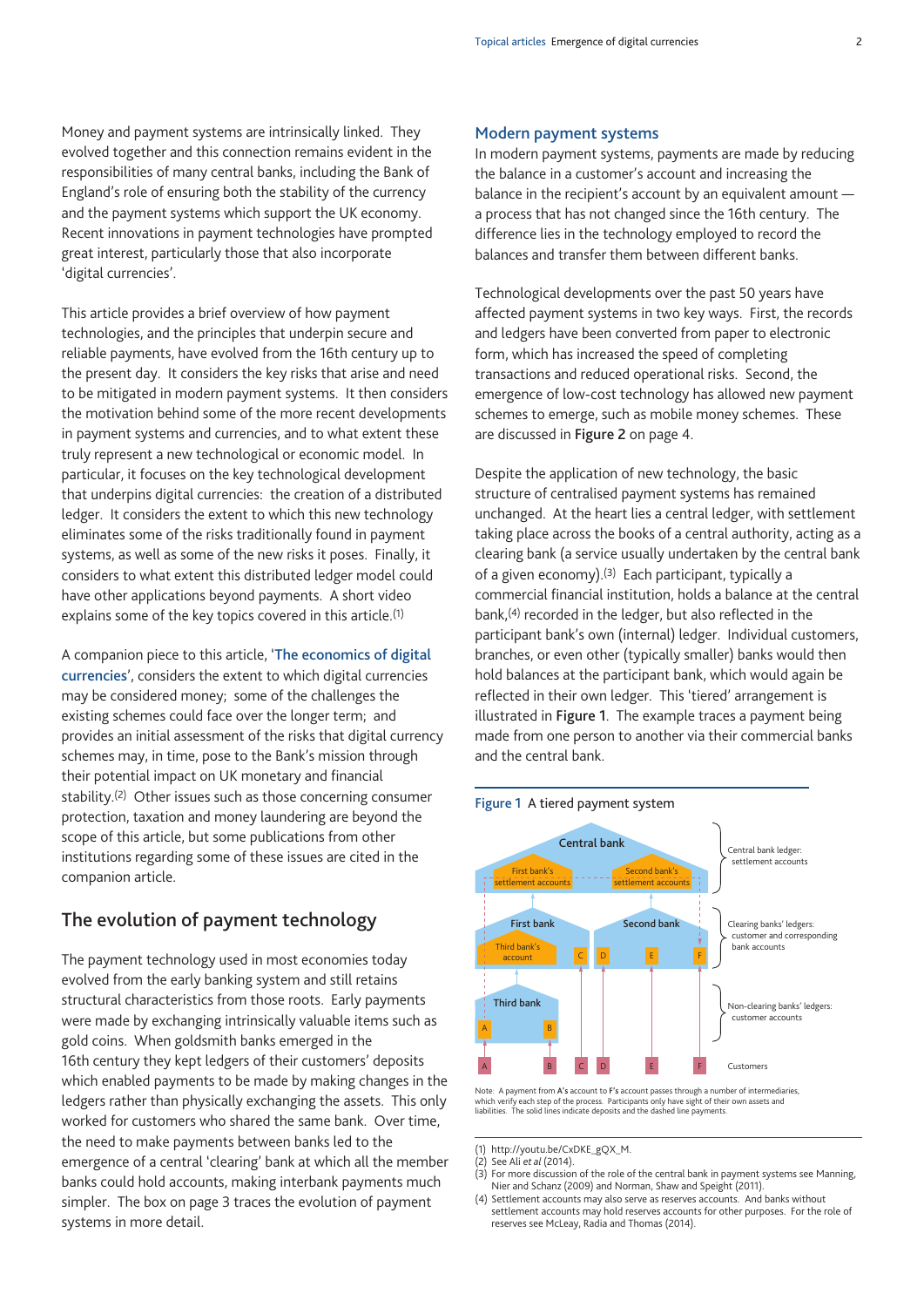Money and payment systems are intrinsically linked. They evolved together and this connection remains evident in the responsibilities of many central banks, including the Bank of England's role of ensuring both the stability of the currency and the payment systems which support the UK economy. Recent innovations in payment technologies have prompted great interest, particularly those that also incorporate 'digital currencies'.

This article provides a brief overview of how payment technologies, and the principles that underpin secure and reliable payments, have evolved from the 16th century up to the present day. It considers the key risks that arise and need to be mitigated in modern payment systems. It then considers the motivation behind some of the more recent developments in payment systems and currencies, and to what extent these truly represent a new technological or economic model. In particular, it focuses on the key technological development that underpins digital currencies: the creation of a distributed ledger. It considers the extent to which this new technology eliminates some of the risks traditionally found in payment systems, as well as some of the new risks it poses. Finally, it considers to what extent this distributed ledger model could have other applications beyond payments. A short video explains some of the key topics covered in this article.[1]

A companion piece to this article, '**The economics of digital currencies**', considers the extent to which digital currencies may be considered money; some of the challenges the existing schemes could face over the longer term; and provides an initial assessment of the risks that digital currency schemes may, in time, pose to the Bank's mission through their potential impact on UK monetary and financial stability.[2] Other issues such as those concerning consumer protection, taxation and money laundering are beyond the scope of this article, but some publications from other institutions regarding some of these issues are cited in the companion article.

## The evolution of payment technology

The payment technology used in most economies today evolved from the early banking system and still retains structural characteristics from those roots. Early payments were made by exchanging intrinsically valuable items such as gold coins. When goldsmith banks emerged in the 16th century they kept ledgers of their customers' deposits which enabled payments to be made by making changes in the ledgers rather than physically exchanging the assets. This only worked for customers who shared the same bank. Over time, the need to make payments between banks led to the emergence of a central 'clearing' bank at which all the member banks could hold accounts, making interbank payments much simpler. The box on page 3 traces the evolution of payment systems in more detail.

### Modern payment systems

In modern payment systems, payments are made by reducing the balance in a customer's account and increasing the balance in the recipient's account by an equivalent amount — a process that has not changed since the 16th century. The difference lies in the technology employed to record the balances and transfer them between different banks.

Technological developments over the past 50 years have affected payment systems in two key ways. First, the records and ledgers have been converted from paper to electronic form, which has increased the speed of completing transactions and reduced operational risks. Second, the emergence of low-cost technology has allowed new payment schemes to emerge, such as mobile money schemes. These are discussed in **Figure 2** on page 4.

Despite the application of new technology, the basic structure of centralised payment systems has remained unchanged. At the heart lies a central ledger, with settlement taking place across the books of a central authority, acting as a clearing bank (a service usually undertaken by the central bank of a given economy).[3] Each participant, typically a commercial financial institution, holds a balance at the central bank,[4] recorded in the ledger, but also reflected in the participant bank's own (internal) ledger. Individual customers, branches, or even other (typically smaller) banks would then hold balances at the participant bank, which would again be reflected in their own ledger. This 'tiered' arrangement is illustrated in **Figure 1**. The example traces a payment being made from one person to another via their commercial banks and the central bank.

**Figure 1** A tiered payment system

| | |
|---|---|
| Central bank (First bank's settlement accounts; Second bank's settlement accounts) | Central bank ledger: settlement accounts |
| First bank (Third bank's account; C) — Second bank (D; E; F) | Clearing banks' ledgers: customer and corresponding bank accounts |
| Third bank (A; B) | Non-clearing banks' ledgers: customer accounts |
| A, B, C, D, E, F | Customers |

Note: A payment from A's account to F's account passes through a number of intermediaries, which verify each step of the process. Participants only have sight of their own assets and liabilities. The solid lines indicate deposits and the dashed line payments.

(1) http://youtu.be/CxDKE_gQX_M.
(2) See Ali *et al* (2014).
(3) For more discussion of the role of the central bank in payment systems see Manning, Nier and Schanz (2009) and Norman, Shaw and Speight (2011).
(4) Settlement accounts may also serve as reserves accounts. And banks without settlement accounts may hold reserves accounts for other purposes. For the role of reserves see McLeay, Radia and Thomas (2014).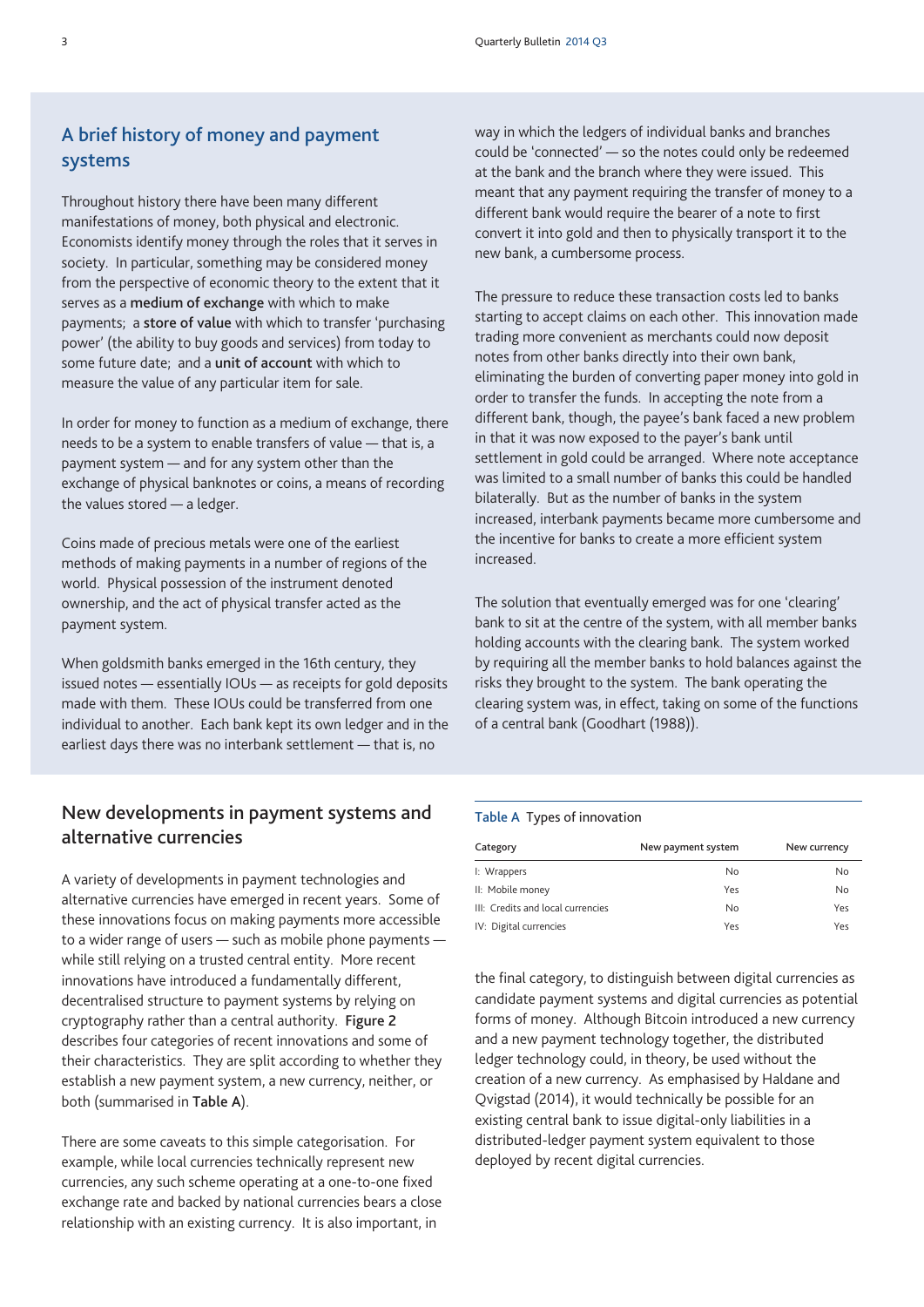## A brief history of money and payment systems

Throughout history there have been many different manifestations of money, both physical and electronic. Economists identify money through the roles that it serves in society. In particular, something may be considered money from the perspective of economic theory to the extent that it serves as a **medium of exchange** with which to make payments; a **store of value** with which to transfer 'purchasing power' (the ability to buy goods and services) from today to some future date; and a **unit of account** with which to measure the value of any particular item for sale.

In order for money to function as a medium of exchange, there needs to be a system to enable transfers of value — that is, a payment system — and for any system other than the exchange of physical banknotes or coins, a means of recording the values stored — a ledger.

Coins made of precious metals were one of the earliest methods of making payments in a number of regions of the world. Physical possession of the instrument denoted ownership, and the act of physical transfer acted as the payment system.

When goldsmith banks emerged in the 16th century, they issued notes — essentially IOUs — as receipts for gold deposits made with them. These IOUs could be transferred from one individual to another. Each bank kept its own ledger and in the earliest days there was no interbank settlement — that is, no way in which the ledgers of individual banks and branches could be 'connected' — so the notes could only be redeemed at the bank and the branch where they were issued. This meant that any payment requiring the transfer of money to a different bank would require the bearer of a note to first convert it into gold and then to physically transport it to the new bank, a cumbersome process.

The pressure to reduce these transaction costs led to banks starting to accept claims on each other. This innovation made trading more convenient as merchants could now deposit notes from other banks directly into their own bank, eliminating the burden of converting paper money into gold in order to transfer the funds. In accepting the note from a different bank, though, the payee's bank faced a new problem in that it was now exposed to the payer's bank until settlement in gold could be arranged. Where note acceptance was limited to a small number of banks this could be handled bilaterally. But as the number of banks in the system increased, interbank payments became more cumbersome and the incentive for banks to create a more efficient system increased.

The solution that eventually emerged was for one 'clearing' bank to sit at the centre of the system, with all member banks holding accounts with the clearing bank. The system worked by requiring all the member banks to hold balances against the risks they brought to the system. The bank operating the clearing system was, in effect, taking on some of the functions of a central bank (Goodhart (1988)).

## New developments in payment systems and alternative currencies

A variety of developments in payment technologies and alternative currencies have emerged in recent years. Some of these innovations focus on making payments more accessible to a wider range of users — such as mobile phone payments — while still relying on a trusted central entity. More recent innovations have introduced a fundamentally different, decentralised structure to payment systems by relying on cryptography rather than a central authority. **Figure 2** describes four categories of recent innovations and some of their characteristics. They are split according to whether they establish a new payment system, a new currency, neither, or both (summarised in **Table A**).

**Table A** Types of innovation

| Category | New payment system | New currency |
|---|---|---|
| I: Wrappers | No | No |
| II: Mobile money | Yes | No |
| III: Credits and local currencies | No | Yes |
| IV: Digital currencies | Yes | Yes |

There are some caveats to this simple categorisation. For example, while local currencies technically represent new currencies, any such scheme operating at a one-to-one fixed exchange rate and backed by national currencies bears a close relationship with an existing currency. It is also important, in the final category, to distinguish between digital currencies as candidate payment systems and digital currencies as potential forms of money. Although Bitcoin introduced a new currency and a new payment technology together, the distributed ledger technology could, in theory, be used without the creation of a new currency. As emphasised by Haldane and Qvigstad (2014), it would technically be possible for an existing central bank to issue digital-only liabilities in a distributed-ledger payment system equivalent to those deployed by recent digital currencies.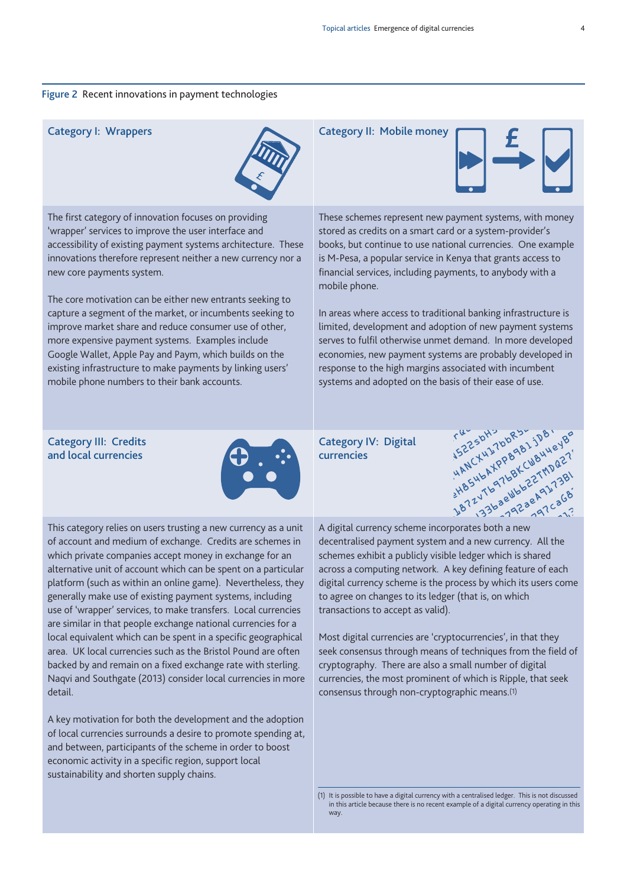**Figure 2** Recent innovations in payment technologies

### Category I: Wrappers

The first category of innovation focuses on providing 'wrapper' services to improve the user interface and accessibility of existing payment systems architecture. These innovations therefore represent neither a new currency nor a new core payments system.

The core motivation can be either new entrants seeking to capture a segment of the market, or incumbents seeking to improve market share and reduce consumer use of other, more expensive payment systems. Examples include Google Wallet, Apple Pay and Paym, which builds on the existing infrastructure to make payments by linking users' mobile phone numbers to their bank accounts.

### Category II: Mobile money

These schemes represent new payment systems, with money stored as credits on a smart card or a system-provider's books, but continue to use national currencies. One example is M-Pesa, a popular service in Kenya that grants access to financial services, including payments, to anybody with a mobile phone.

In areas where access to traditional banking infrastructure is limited, development and adoption of new payment systems serves to fulfil otherwise unmet demand. In more developed economies, new payment systems are probably developed in response to the high margins associated with incumbent systems and adopted on the basis of their ease of use.

### Category III: Credits and local currencies

This category relies on users trusting a new currency as a unit of account and medium of exchange. Credits are schemes in which private companies accept money in exchange for an alternative unit of account which can be spent on a particular platform (such as within an online game). Nevertheless, they generally make use of existing payment systems, including use of 'wrapper' services, to make transfers. Local currencies are similar in that people exchange national currencies for a local equivalent which can be spent in a specific geographical area. UK local currencies such as the Bristol Pound are often backed by and remain on a fixed exchange rate with sterling. Naqvi and Southgate (2013) consider local currencies in more detail.

A key motivation for both the development and the adoption of local currencies surrounds a desire to promote spending at, and between, participants of the scheme in order to boost economic activity in a specific region, support local sustainability and shorten supply chains.

### Category IV: Digital currencies

A digital currency scheme incorporates both a new decentralised payment system and a new currency. All the schemes exhibit a publicly visible ledger which is shared across a computing network. A key defining feature of each digital currency scheme is the process by which its users come to agree on changes to its ledger (that is, on which transactions to accept as valid).

Most digital currencies are 'cryptocurrencies', in that they seek consensus through means of techniques from the field of cryptography. There are also a small number of digital currencies, the most prominent of which is Ripple, that seek consensus through non-cryptographic means.(1)

(1) It is possible to have a digital currency with a centralised ledger. This is not discussed in this article because there is no recent example of a digital currency operating in this way.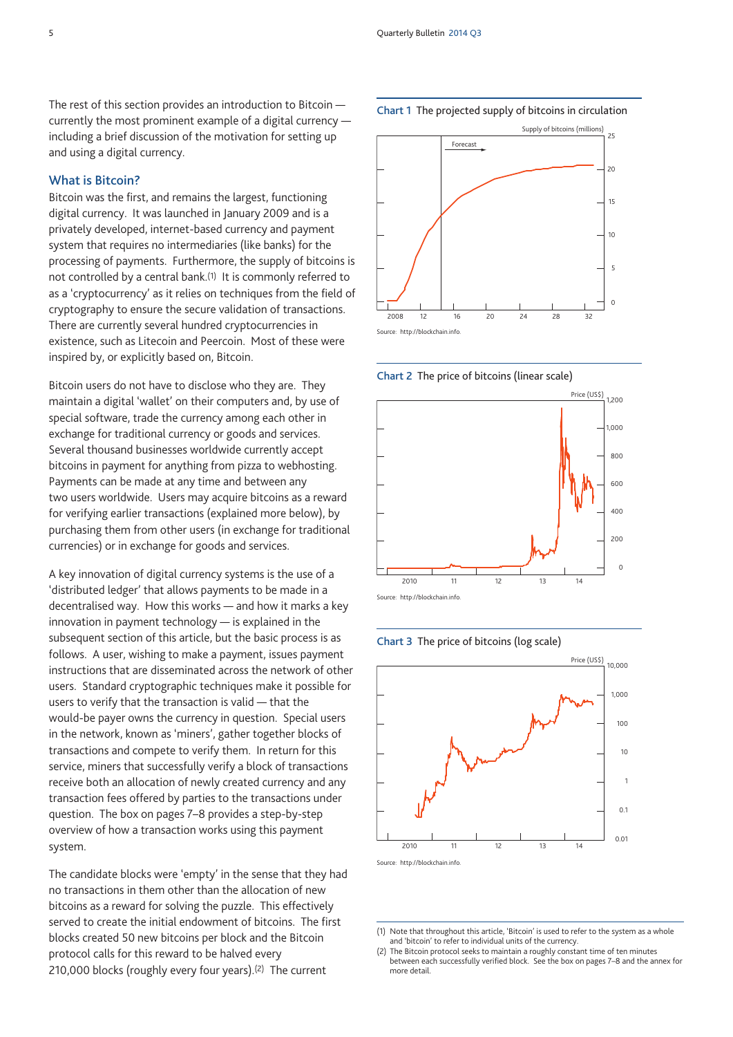The rest of this section provides an introduction to Bitcoin — currently the most prominent example of a digital currency — including a brief discussion of the motivation for setting up and using a digital currency.

## What is Bitcoin?

Bitcoin was the first, and remains the largest, functioning digital currency. It was launched in January 2009 and is a privately developed, internet-based currency and payment system that requires no intermediaries (like banks) for the processing of payments. Furthermore, the supply of bitcoins is not controlled by a central bank.(1) It is commonly referred to as a 'cryptocurrency' as it relies on techniques from the field of cryptography to ensure the secure validation of transactions. There are currently several hundred cryptocurrencies in existence, such as Litecoin and Peercoin. Most of these were inspired by, or explicitly based on, Bitcoin.

Bitcoin users do not have to disclose who they are. They maintain a digital 'wallet' on their computers and, by use of special software, trade the currency among each other in exchange for traditional currency or goods and services. Several thousand businesses worldwide currently accept bitcoins in payment for anything from pizza to webhosting. Payments can be made at any time and between any two users worldwide. Users may acquire bitcoins as a reward for verifying earlier transactions (explained more below), by purchasing them from other users (in exchange for traditional currencies) or in exchange for goods and services.

A key innovation of digital currency systems is the use of a 'distributed ledger' that allows payments to be made in a decentralised way. How this works — and how it marks a key innovation in payment technology — is explained in the subsequent section of this article, but the basic process is as follows. A user, wishing to make a payment, issues payment instructions that are disseminated across the network of other users. Standard cryptographic techniques make it possible for users to verify that the transaction is valid — that the would-be payer owns the currency in question. Special users in the network, known as 'miners', gather together blocks of transactions and compete to verify them. In return for this service, miners that successfully verify a block of transactions receive both an allocation of newly created currency and any transaction fees offered by parties to the transactions under question. The box on pages 7–8 provides a step-by-step overview of how a transaction works using this payment system.

The candidate blocks were 'empty' in the sense that they had no transactions in them other than the allocation of new bitcoins as a reward for solving the puzzle. This effectively served to create the initial endowment of bitcoins. The first blocks created 50 new bitcoins per block and the Bitcoin protocol calls for this reward to be halved every 210,000 blocks (roughly every four years).(2) The current

**Chart 1** The projected supply of bitcoins in circulation

Source: http://blockchain.info.

**Chart 2** The price of bitcoins (linear scale)

Source: http://blockchain.info.

**Chart 3** The price of bitcoins (log scale)

Source: http://blockchain.info.

(1) Note that throughout this article, 'Bitcoin' is used to refer to the system as a whole and 'bitcoin' to refer to individual units of the currency.

(2) The Bitcoin protocol seeks to maintain a roughly constant time of ten minutes between each successfully verified block. See the box on pages 7–8 and the annex for more detail.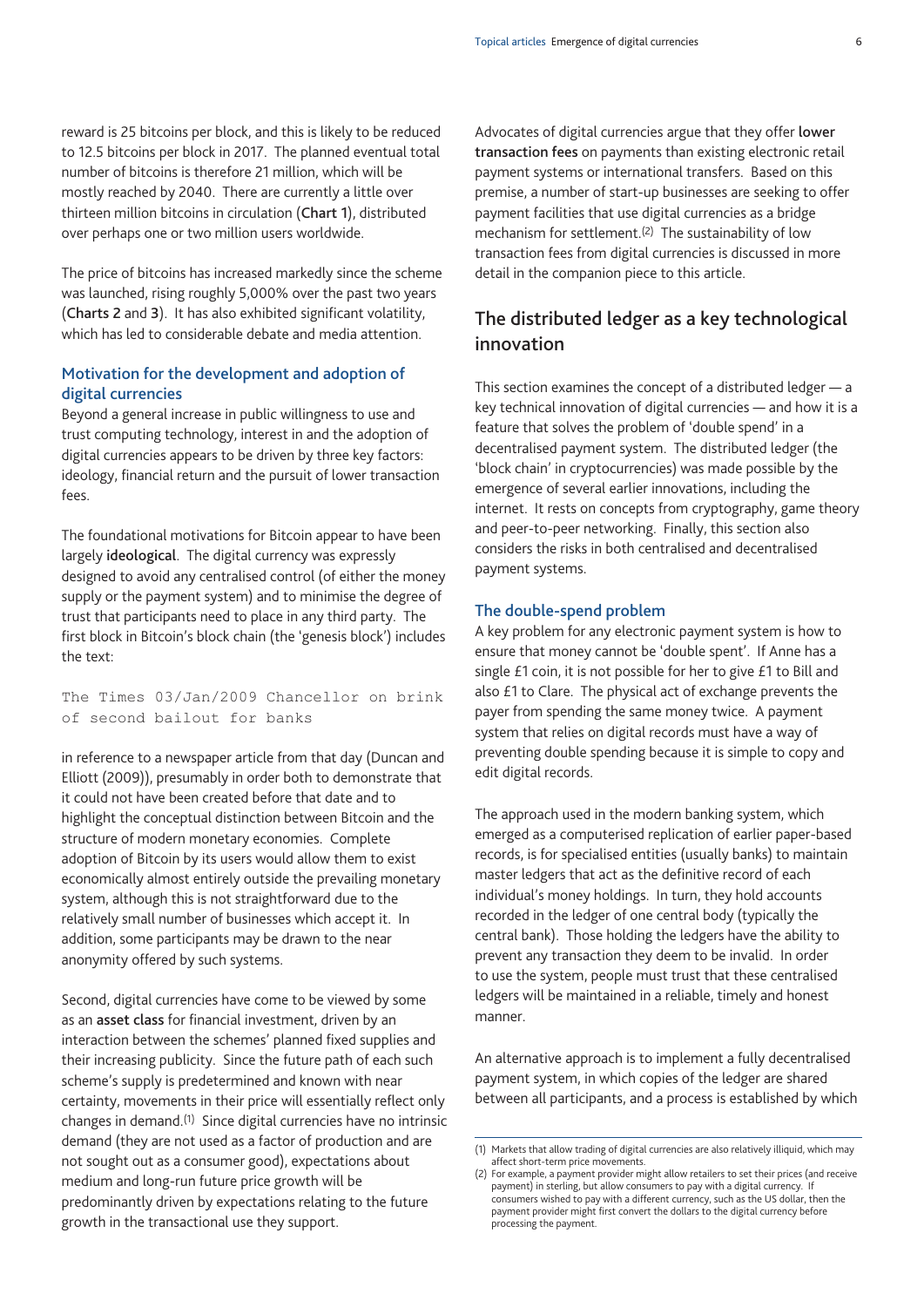reward is 25 bitcoins per block, and this is likely to be reduced to 12.5 bitcoins per block in 2017. The planned eventual total number of bitcoins is therefore 21 million, which will be mostly reached by 2040. There are currently a little over thirteen million bitcoins in circulation (**Chart 1**), distributed over perhaps one or two million users worldwide.

The price of bitcoins has increased markedly since the scheme was launched, rising roughly 5,000% over the past two years (**Charts 2** and **3**). It has also exhibited significant volatility, which has led to considerable debate and media attention.

### Motivation for the development and adoption of digital currencies

Beyond a general increase in public willingness to use and trust computing technology, interest in and the adoption of digital currencies appears to be driven by three key factors: ideology, financial return and the pursuit of lower transaction fees.

The foundational motivations for Bitcoin appear to have been largely **ideological**. The digital currency was expressly designed to avoid any centralised control (of either the money supply or the payment system) and to minimise the degree of trust that participants need to place in any third party. The first block in Bitcoin's block chain (the 'genesis block') includes the text:

```
The Times 03/Jan/2009 Chancellor on brink
of second bailout for banks
```

in reference to a newspaper article from that day (Duncan and Elliott (2009)), presumably in order both to demonstrate that it could not have been created before that date and to highlight the conceptual distinction between Bitcoin and the structure of modern monetary economies. Complete adoption of Bitcoin by its users would allow them to exist economically almost entirely outside the prevailing monetary system, although this is not straightforward due to the relatively small number of businesses which accept it. In addition, some participants may be drawn to the near anonymity offered by such systems.

Second, digital currencies have come to be viewed by some as an **asset class** for financial investment, driven by an interaction between the schemes' planned fixed supplies and their increasing publicity. Since the future path of each such scheme's supply is predetermined and known with near certainty, movements in their price will essentially reflect only changes in demand.(1) Since digital currencies have no intrinsic demand (they are not used as a factor of production and are not sought out as a consumer good), expectations about medium and long-run future price growth will be predominantly driven by expectations relating to the future growth in the transactional use they support.

Advocates of digital currencies argue that they offer **lower transaction fees** on payments than existing electronic retail payment systems or international transfers. Based on this premise, a number of start-up businesses are seeking to offer payment facilities that use digital currencies as a bridge mechanism for settlement.(2) The sustainability of low transaction fees from digital currencies is discussed in more detail in the companion piece to this article.

## The distributed ledger as a key technological innovation

This section examines the concept of a distributed ledger — a key technical innovation of digital currencies — and how it is a feature that solves the problem of 'double spend' in a decentralised payment system. The distributed ledger (the 'block chain' in cryptocurrencies) was made possible by the emergence of several earlier innovations, including the internet. It rests on concepts from cryptography, game theory and peer-to-peer networking. Finally, this section also considers the risks in both centralised and decentralised payment systems.

### The double-spend problem

A key problem for any electronic payment system is how to ensure that money cannot be 'double spent'. If Anne has a single £1 coin, it is not possible for her to give £1 to Bill and also £1 to Clare. The physical act of exchange prevents the payer from spending the same money twice. A payment system that relies on digital records must have a way of preventing double spending because it is simple to copy and edit digital records.

The approach used in the modern banking system, which emerged as a computerised replication of earlier paper-based records, is for specialised entities (usually banks) to maintain master ledgers that act as the definitive record of each individual's money holdings. In turn, they hold accounts recorded in the ledger of one central body (typically the central bank). Those holding the ledgers have the ability to prevent any transaction they deem to be invalid. In order to use the system, people must trust that these centralised ledgers will be maintained in a reliable, timely and honest manner.

An alternative approach is to implement a fully decentralised payment system, in which copies of the ledger are shared between all participants, and a process is established by which

(1) Markets that allow trading of digital currencies are also relatively illiquid, which may affect short-term price movements.

(2) For example, a payment provider might allow retailers to set their prices (and receive payment) in sterling, but allow consumers to pay with a digital currency. If consumers wished to pay with a different currency, such as the US dollar, then the payment provider might first convert the dollars to the digital currency before processing the payment.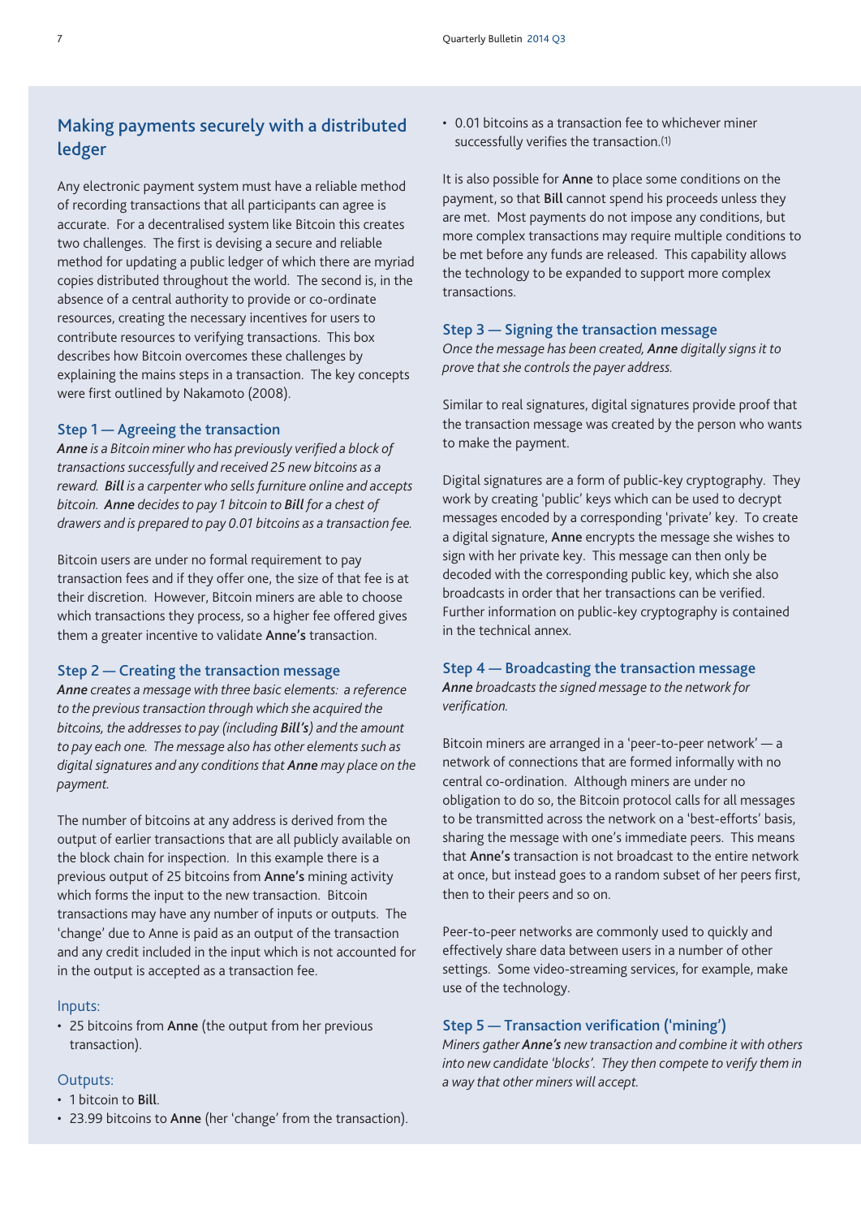## Making payments securely with a distributed ledger

Any electronic payment system must have a reliable method of recording transactions that all participants can agree is accurate. For a decentralised system like Bitcoin this creates two challenges. The first is devising a secure and reliable method for updating a public ledger of which there are myriad copies distributed throughout the world. The second is, in the absence of a central authority to provide or co-ordinate resources, creating the necessary incentives for users to contribute resources to verifying transactions. This box describes how Bitcoin overcomes these challenges by explaining the mains steps in a transaction. The key concepts were first outlined by Nakamoto (2008).

### Step 1 — Agreeing the transaction

*__Anne__ is a Bitcoin miner who has previously verified a block of transactions successfully and received 25 new bitcoins as a reward. __Bill__ is a carpenter who sells furniture online and accepts bitcoin. __Anne__ decides to pay 1 bitcoin to __Bill__ for a chest of drawers and is prepared to pay 0.01 bitcoins as a transaction fee.*

Bitcoin users are under no formal requirement to pay transaction fees and if they offer one, the size of that fee is at their discretion. However, Bitcoin miners are able to choose which transactions they process, so a higher fee offered gives them a greater incentive to validate **Anne's** transaction.

### Step 2 — Creating the transaction message

*__Anne__ creates a message with three basic elements: a reference to the previous transaction through which she acquired the bitcoins, the addresses to pay (including __Bill's__) and the amount to pay each one. The message also has other elements such as digital signatures and any conditions that __Anne__ may place on the payment.*

The number of bitcoins at any address is derived from the output of earlier transactions that are all publicly available on the block chain for inspection. In this example there is a previous output of 25 bitcoins from **Anne's** mining activity which forms the input to the new transaction. Bitcoin transactions may have any number of inputs or outputs. The 'change' due to Anne is paid as an output of the transaction and any credit included in the input which is not accounted for in the output is accepted as a transaction fee.

Inputs:

- 25 bitcoins from **Anne** (the output from her previous transaction).

Outputs:

- 1 bitcoin to **Bill**.
- 23.99 bitcoins to **Anne** (her 'change' from the transaction).
- 0.01 bitcoins as a transaction fee to whichever miner successfully verifies the transaction.(1)

It is also possible for **Anne** to place some conditions on the payment, so that **Bill** cannot spend his proceeds unless they are met. Most payments do not impose any conditions, but more complex transactions may require multiple conditions to be met before any funds are released. This capability allows the technology to be expanded to support more complex transactions.

### Step 3 — Signing the transaction message

*Once the message has been created, __Anne__ digitally signs it to prove that she controls the payer address.*

Similar to real signatures, digital signatures provide proof that the transaction message was created by the person who wants to make the payment.

Digital signatures are a form of public-key cryptography. They work by creating 'public' keys which can be used to decrypt messages encoded by a corresponding 'private' key. To create a digital signature, **Anne** encrypts the message she wishes to sign with her private key. This message can then only be decoded with the corresponding public key, which she also broadcasts in order that her transactions can be verified. Further information on public-key cryptography is contained in the technical annex.

### Step 4 — Broadcasting the transaction message

*__Anne__ broadcasts the signed message to the network for verification.*

Bitcoin miners are arranged in a 'peer-to-peer network' — a network of connections that are formed informally with no central co-ordination. Although miners are under no obligation to do so, the Bitcoin protocol calls for all messages to be transmitted across the network on a 'best-efforts' basis, sharing the message with one's immediate peers. This means that **Anne's** transaction is not broadcast to the entire network at once, but instead goes to a random subset of her peers first, then to their peers and so on.

Peer-to-peer networks are commonly used to quickly and effectively share data between users in a number of other settings. Some video-streaming services, for example, make use of the technology.

### Step 5 — Transaction verification ('mining')

*Miners gather __Anne's__ new transaction and combine it with others into new candidate 'blocks'. They then compete to verify them in a way that other miners will accept.*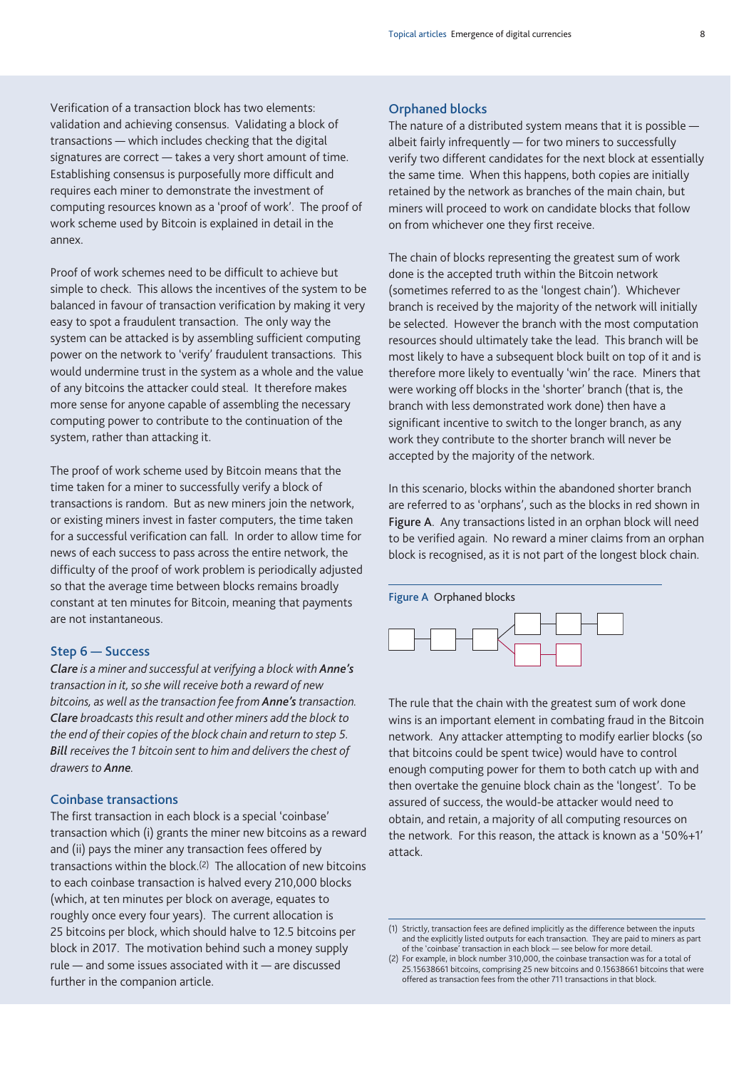Verification of a transaction block has two elements: validation and achieving consensus. Validating a block of transactions — which includes checking that the digital signatures are correct — takes a very short amount of time. Establishing consensus is purposefully more difficult and requires each miner to demonstrate the investment of computing resources known as a 'proof of work'. The proof of work scheme used by Bitcoin is explained in detail in the annex.

Proof of work schemes need to be difficult to achieve but simple to check. This allows the incentives of the system to be balanced in favour of transaction verification by making it very easy to spot a fraudulent transaction. The only way the system can be attacked is by assembling sufficient computing power on the network to 'verify' fraudulent transactions. This would undermine trust in the system as a whole and the value of any bitcoins the attacker could steal. It therefore makes more sense for anyone capable of assembling the necessary computing power to contribute to the continuation of the system, rather than attacking it.

The proof of work scheme used by Bitcoin means that the time taken for a miner to successfully verify a block of transactions is random. But as new miners join the network, or existing miners invest in faster computers, the time taken for a successful verification can fall. In order to allow time for news of each success to pass across the entire network, the difficulty of the proof of work problem is periodically adjusted so that the average time between blocks remains broadly constant at ten minutes for Bitcoin, meaning that payments are not instantaneous.

### Step 6 — Success

*__Clare__ is a miner and successful at verifying a block with __Anne's__ transaction in it, so she will receive both a reward of new bitcoins, as well as the transaction fee from __Anne's__ transaction. __Clare__ broadcasts this result and other miners add the block to the end of their copies of the block chain and return to step 5. __Bill__ receives the 1 bitcoin sent to him and delivers the chest of drawers to __Anne__.*

### Coinbase transactions

The first transaction in each block is a special 'coinbase' transaction which (i) grants the miner new bitcoins as a reward and (ii) pays the miner any transaction fees offered by transactions within the block.[2] The allocation of new bitcoins to each coinbase transaction is halved every 210,000 blocks (which, at ten minutes per block on average, equates to roughly once every four years). The current allocation is 25 bitcoins per block, which should halve to 12.5 bitcoins per block in 2017. The motivation behind such a money supply rule — and some issues associated with it — are discussed further in the companion article.

### Orphaned blocks

The nature of a distributed system means that it is possible — albeit fairly infrequently — for two miners to successfully verify two different candidates for the next block at essentially the same time. When this happens, both copies are initially retained by the network as branches of the main chain, but miners will proceed to work on candidate blocks that follow on from whichever one they first receive.

The chain of blocks representing the greatest sum of work done is the accepted truth within the Bitcoin network (sometimes referred to as the 'longest chain'). Whichever branch is received by the majority of the network will initially be selected. However the branch with the most computation resources should ultimately take the lead. This branch will be most likely to have a subsequent block built on top of it and is therefore more likely to eventually 'win' the race. Miners that were working off blocks in the 'shorter' branch (that is, the branch with less demonstrated work done) then have a significant incentive to switch to the longer branch, as any work they contribute to the shorter branch will never be accepted by the majority of the network.

In this scenario, blocks within the abandoned shorter branch are referred to as 'orphans', such as the blocks in red shown in **Figure A**. Any transactions listed in an orphan block will need to be verified again. No reward a miner claims from an orphan block is recognised, as it is not part of the longest block chain.

**Figure A** Orphaned blocks

The rule that the chain with the greatest sum of work done wins is an important element in combating fraud in the Bitcoin network. Any attacker attempting to modify earlier blocks (so that bitcoins could be spent twice) would have to control enough computing power for them to both catch up with and then overtake the genuine block chain as the 'longest'. To be assured of success, the would-be attacker would need to obtain, and retain, a majority of all computing resources on the network. For this reason, the attack is known as a '50%+1' attack.

---

(1) Strictly, transaction fees are defined implicitly as the difference between the inputs and the explicitly listed outputs for each transaction. They are paid to miners as part of the 'coinbase' transaction in each block — see below for more detail.

(2) For example, in block number 310,000, the coinbase transaction was for a total of 25.15638661 bitcoins, comprising 25 new bitcoins and 0.15638661 bitcoins that were offered as transaction fees from the other 711 transactions in that block.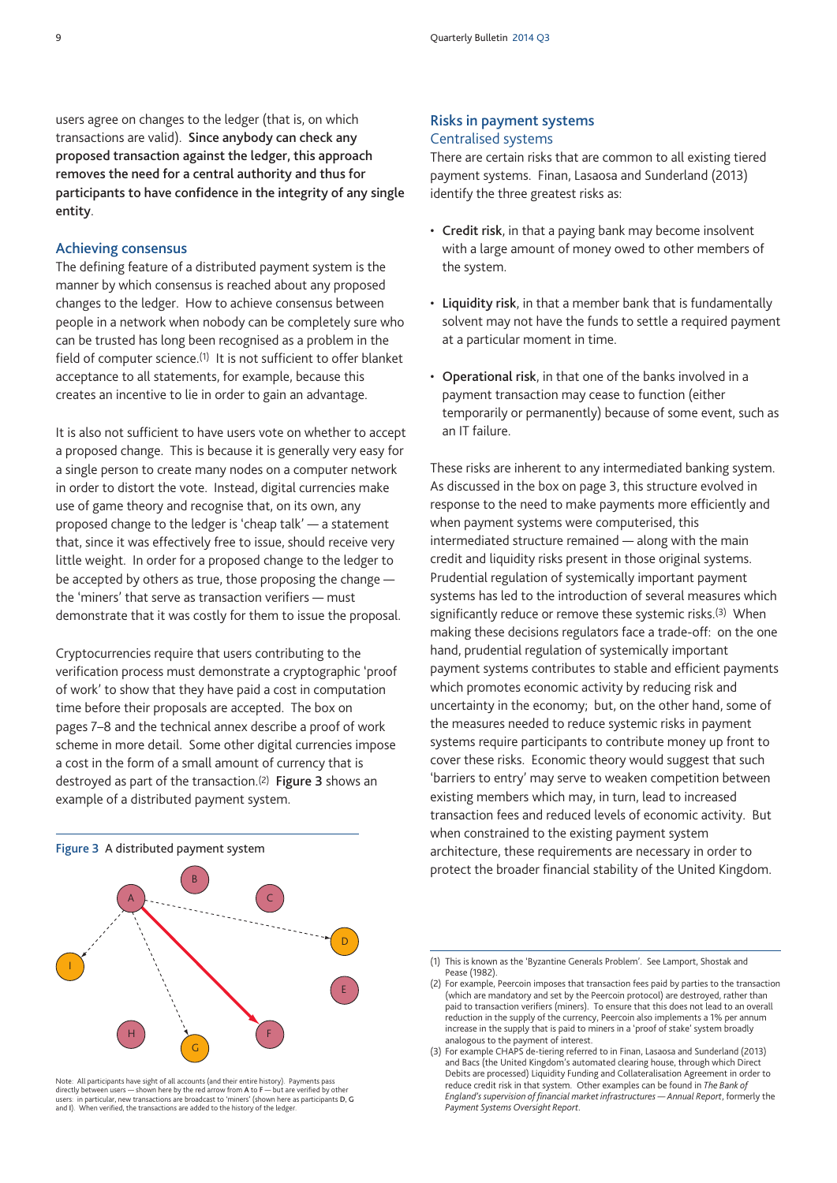users agree on changes to the ledger (that is, on which transactions are valid). **Since anybody can check any proposed transaction against the ledger, this approach removes the need for a central authority and thus for participants to have confidence in the integrity of any single entity**.

### Achieving consensus

The defining feature of a distributed payment system is the manner by which consensus is reached about any proposed changes to the ledger. How to achieve consensus between people in a network when nobody can be completely sure who can be trusted has long been recognised as a problem in the field of computer science.[1] It is not sufficient to offer blanket acceptance to all statements, for example, because this creates an incentive to lie in order to gain an advantage.

It is also not sufficient to have users vote on whether to accept a proposed change. This is because it is generally very easy for a single person to create many nodes on a computer network in order to distort the vote. Instead, digital currencies make use of game theory and recognise that, on its own, any proposed change to the ledger is 'cheap talk' — a statement that, since it was effectively free to issue, should receive very little weight. In order for a proposed change to the ledger to be accepted by others as true, those proposing the change — the 'miners' that serve as transaction verifiers — must demonstrate that it was costly for them to issue the proposal.

Cryptocurrencies require that users contributing to the verification process must demonstrate a cryptographic 'proof of work' to show that they have paid a cost in computation time before their proposals are accepted. The box on pages 7–8 and the technical annex describe a proof of work scheme in more detail. Some other digital currencies impose a cost in the form of a small amount of currency that is destroyed as part of the transaction.[2] **Figure 3** shows an example of a distributed payment system.

**Figure 3** A distributed payment system

Note: All participants have sight of all accounts (and their entire history). Payments pass directly between users — shown here by the red arrow from **A** to **F** — but are verified by other users: in particular, new transactions are broadcast to 'miners' (shown here as participants **D**, **G** and **I**). When verified, the transactions are added to the history of the ledger.

## Risks in payment systems

### Centralised systems

There are certain risks that are common to all existing tiered payment systems. Finan, Lasaosa and Sunderland (2013) identify the three greatest risks as:

- **Credit risk**, in that a paying bank may become insolvent with a large amount of money owed to other members of the system.
- **Liquidity risk**, in that a member bank that is fundamentally solvent may not have the funds to settle a required payment at a particular moment in time.
- **Operational risk**, in that one of the banks involved in a payment transaction may cease to function (either temporarily or permanently) because of some event, such as an IT failure.

These risks are inherent to any intermediated banking system. As discussed in the box on page 3, this structure evolved in response to the need to make payments more efficiently and when payment systems were computerised, this intermediated structure remained — along with the main credit and liquidity risks present in those original systems. Prudential regulation of systemically important payment systems has led to the introduction of several measures which significantly reduce or remove these systemic risks.[3] When making these decisions regulators face a trade-off: on the one hand, prudential regulation of systemically important payment systems contributes to stable and efficient payments which promotes economic activity by reducing risk and uncertainty in the economy; but, on the other hand, some of the measures needed to reduce systemic risks in payment systems require participants to contribute money up front to cover these risks. Economic theory would suggest that such 'barriers to entry' may serve to weaken competition between existing members which may, in turn, lead to increased transaction fees and reduced levels of economic activity. But when constrained to the existing payment system architecture, these requirements are necessary in order to protect the broader financial stability of the United Kingdom.

---

(1) This is known as the 'Byzantine Generals Problem'. See Lamport, Shostak and Pease (1982).

(2) For example, Peercoin imposes that transaction fees paid by parties to the transaction (which are mandatory and set by the Peercoin protocol) are destroyed, rather than paid to transaction verifiers (miners). To ensure that this does not lead to an overall reduction in the supply of the currency, Peercoin also implements a 1% per annum increase in the supply that is paid to miners in a 'proof of stake' system broadly analogous to the payment of interest.

(3) For example CHAPS de-tiering referred to in Finan, Lasaosa and Sunderland (2013) and Bacs (the United Kingdom's automated clearing house, through which Direct Debits are processed) Liquidity Funding and Collateralisation Agreement in order to reduce credit risk in that system. Other examples can be found in *The Bank of England's supervision of financial market infrastructures — Annual Report*, formerly the *Payment Systems Oversight Report*.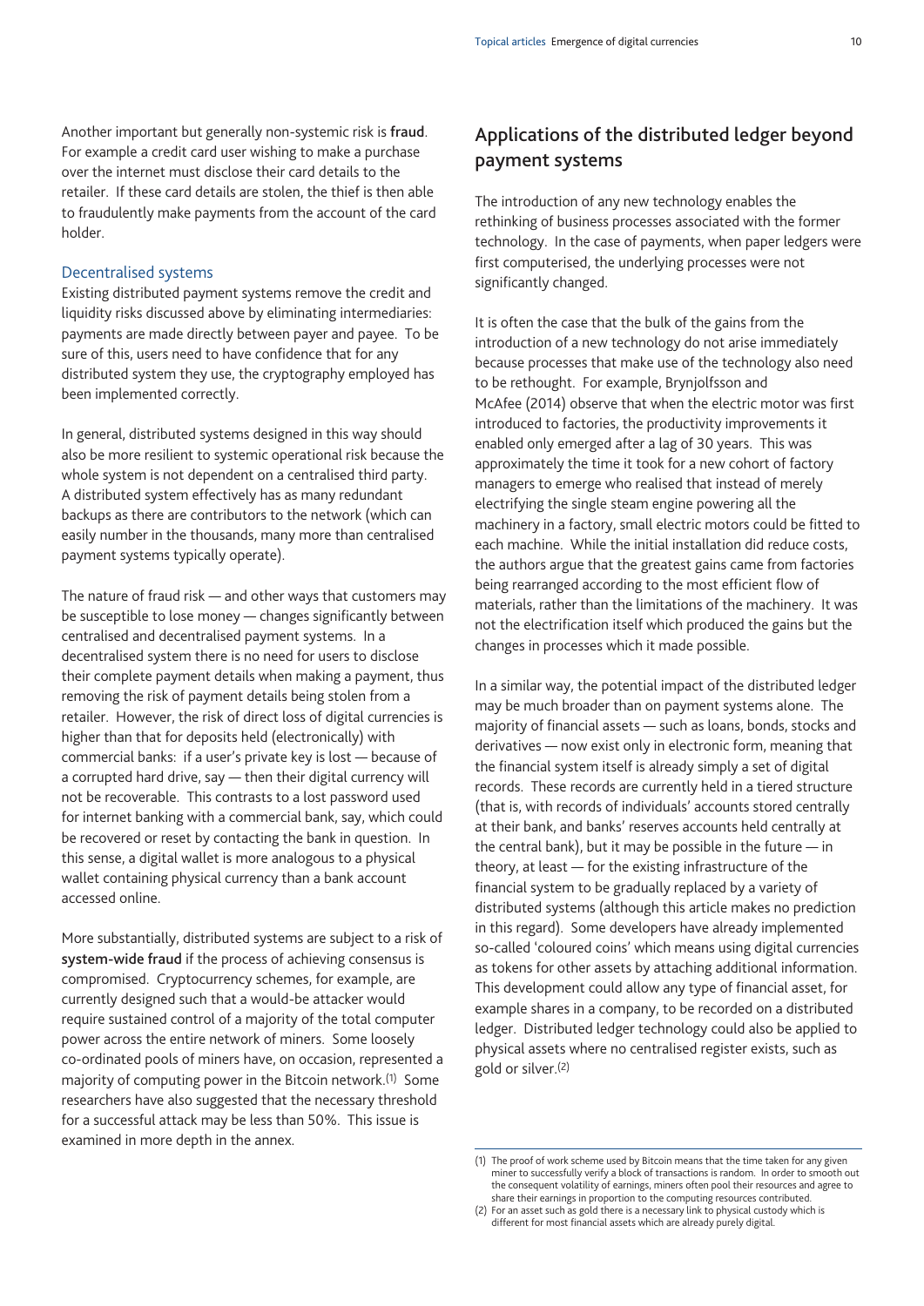Another important but generally non-systemic risk is **fraud**. For example a credit card user wishing to make a purchase over the internet must disclose their card details to the retailer. If these card details are stolen, the thief is then able to fraudulently make payments from the account of the card holder.

### Decentralised systems

Existing distributed payment systems remove the credit and liquidity risks discussed above by eliminating intermediaries: payments are made directly between payer and payee. To be sure of this, users need to have confidence that for any distributed system they use, the cryptography employed has been implemented correctly.

In general, distributed systems designed in this way should also be more resilient to systemic operational risk because the whole system is not dependent on a centralised third party. A distributed system effectively has as many redundant backups as there are contributors to the network (which can easily number in the thousands, many more than centralised payment systems typically operate).

The nature of fraud risk — and other ways that customers may be susceptible to lose money — changes significantly between centralised and decentralised payment systems. In a decentralised system there is no need for users to disclose their complete payment details when making a payment, thus removing the risk of payment details being stolen from a retailer. However, the risk of direct loss of digital currencies is higher than that for deposits held (electronically) with commercial banks: if a user's private key is lost — because of a corrupted hard drive, say — then their digital currency will not be recoverable. This contrasts to a lost password used for internet banking with a commercial bank, say, which could be recovered or reset by contacting the bank in question. In this sense, a digital wallet is more analogous to a physical wallet containing physical currency than a bank account accessed online.

More substantially, distributed systems are subject to a risk of **system-wide fraud** if the process of achieving consensus is compromised. Cryptocurrency schemes, for example, are currently designed such that a would-be attacker would require sustained control of a majority of the total computer power across the entire network of miners. Some loosely co-ordinated pools of miners have, on occasion, represented a majority of computing power in the Bitcoin network.[1] Some researchers have also suggested that the necessary threshold for a successful attack may be less than 50%. This issue is examined in more depth in the annex.

## Applications of the distributed ledger beyond payment systems

The introduction of any new technology enables the rethinking of business processes associated with the former technology. In the case of payments, when paper ledgers were first computerised, the underlying processes were not significantly changed.

It is often the case that the bulk of the gains from the introduction of a new technology do not arise immediately because processes that make use of the technology also need to be rethought. For example, Brynjolfsson and McAfee (2014) observe that when the electric motor was first introduced to factories, the productivity improvements it enabled only emerged after a lag of 30 years. This was approximately the time it took for a new cohort of factory managers to emerge who realised that instead of merely electrifying the single steam engine powering all the machinery in a factory, small electric motors could be fitted to each machine. While the initial installation did reduce costs, the authors argue that the greatest gains came from factories being rearranged according to the most efficient flow of materials, rather than the limitations of the machinery. It was not the electrification itself which produced the gains but the changes in processes which it made possible.

In a similar way, the potential impact of the distributed ledger may be much broader than on payment systems alone. The majority of financial assets — such as loans, bonds, stocks and derivatives — now exist only in electronic form, meaning that the financial system itself is already simply a set of digital records. These records are currently held in a tiered structure (that is, with records of individuals' accounts stored centrally at their bank, and banks' reserves accounts held centrally at the central bank), but it may be possible in the future — in theory, at least — for the existing infrastructure of the financial system to be gradually replaced by a variety of distributed systems (although this article makes no prediction in this regard). Some developers have already implemented so-called 'coloured coins' which means using digital currencies as tokens for other assets by attaching additional information. This development could allow any type of financial asset, for example shares in a company, to be recorded on a distributed ledger. Distributed ledger technology could also be applied to physical assets where no centralised register exists, such as gold or silver.[2]

---

(1) The proof of work scheme used by Bitcoin means that the time taken for any given miner to successfully verify a block of transactions is random. In order to smooth out the consequent volatility of earnings, miners often pool their resources and agree to share their earnings in proportion to the computing resources contributed.

(2) For an asset such as gold there is a necessary link to physical custody which is different for most financial assets which are already purely digital.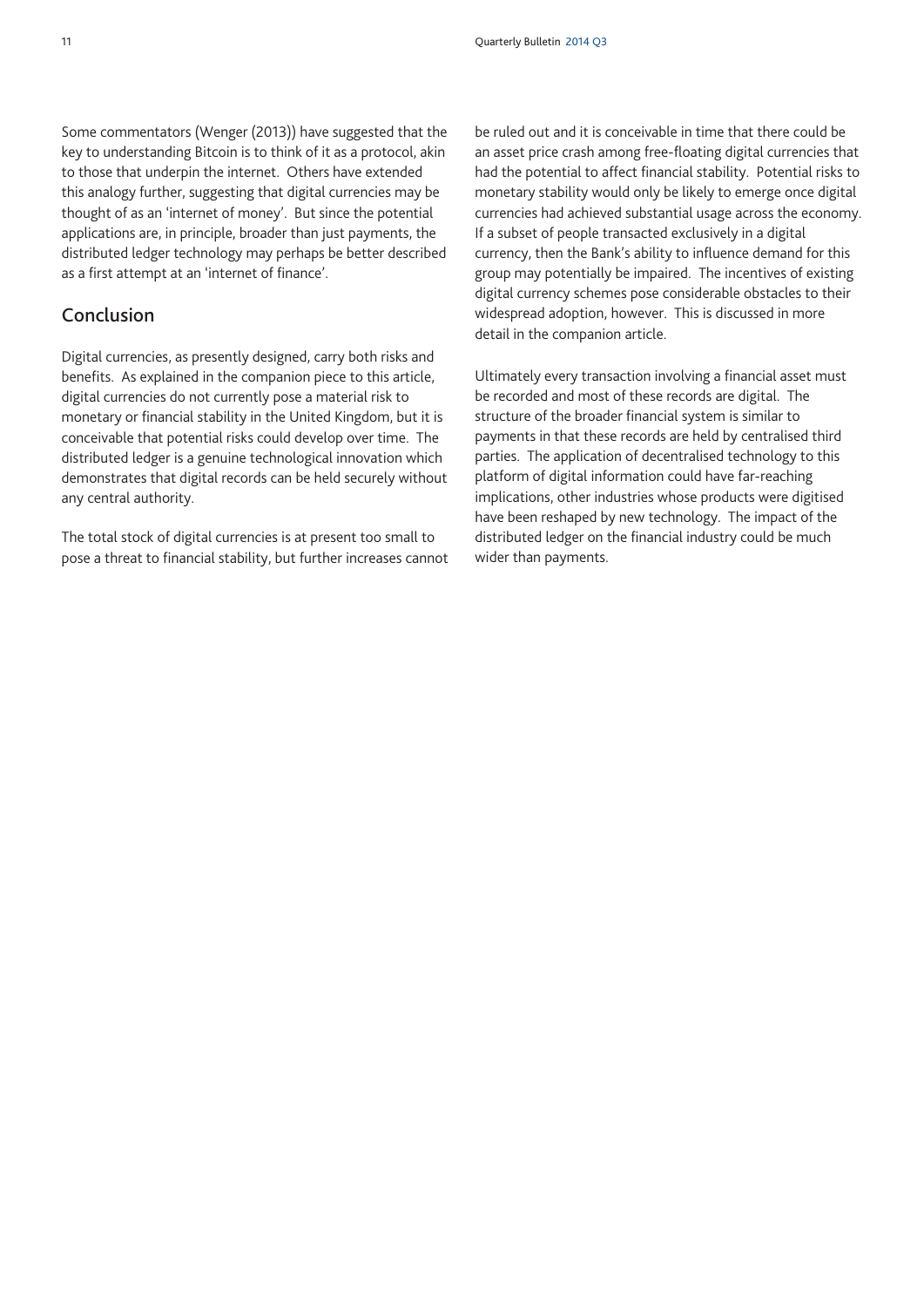Some commentators (Wenger (2013)) have suggested that the key to understanding Bitcoin is to think of it as a protocol, akin to those that underpin the internet. Others have extended this analogy further, suggesting that digital currencies may be thought of as an 'internet of money'. But since the potential applications are, in principle, broader than just payments, the distributed ledger technology may perhaps be better described as a first attempt at an 'internet of finance'.

## Conclusion

Digital currencies, as presently designed, carry both risks and benefits. As explained in the companion piece to this article, digital currencies do not currently pose a material risk to monetary or financial stability in the United Kingdom, but it is conceivable that potential risks could develop over time. The distributed ledger is a genuine technological innovation which demonstrates that digital records can be held securely without any central authority.

The total stock of digital currencies is at present too small to pose a threat to financial stability, but further increases cannot be ruled out and it is conceivable in time that there could be an asset price crash among free-floating digital currencies that had the potential to affect financial stability. Potential risks to monetary stability would only be likely to emerge once digital currencies had achieved substantial usage across the economy. If a subset of people transacted exclusively in a digital currency, then the Bank's ability to influence demand for this group may potentially be impaired. The incentives of existing digital currency schemes pose considerable obstacles to their widespread adoption, however. This is discussed in more detail in the companion article.

Ultimately every transaction involving a financial asset must be recorded and most of these records are digital. The structure of the broader financial system is similar to payments in that these records are held by centralised third parties. The application of decentralised technology to this platform of digital information could have far-reaching implications, other industries whose products were digitised have been reshaped by new technology. The impact of the distributed ledger on the financial industry could be much wider than payments.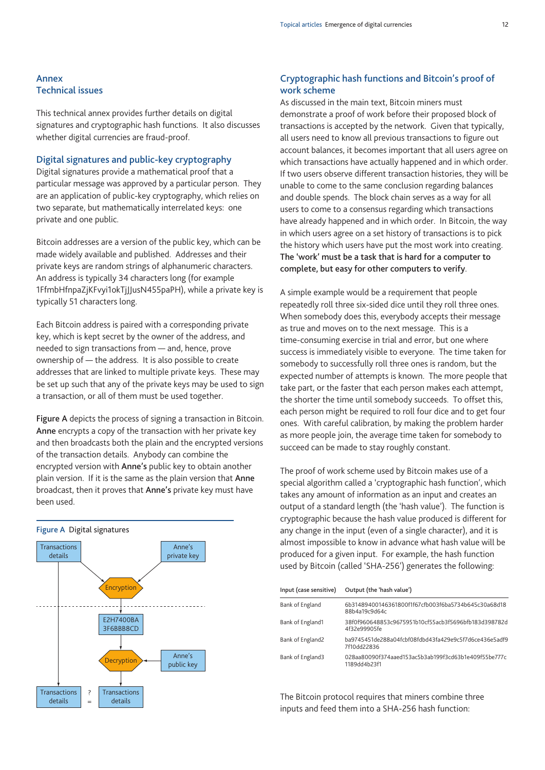## Annex
## Technical issues

This technical annex provides further details on digital signatures and cryptographic hash functions. It also discusses whether digital currencies are fraud-proof.

### Digital signatures and public-key cryptography

Digital signatures provide a mathematical proof that a particular message was approved by a particular person. They are an application of public-key cryptography, which relies on two separate, but mathematically interrelated keys: one private and one public.

Bitcoin addresses are a version of the public key, which can be made widely available and published. Addresses and their private keys are random strings of alphanumeric characters. An address is typically 34 characters long (for example 1FfmbHfnpaZjKFvyi1okTjJJusN455paPH), while a private key is typically 51 characters long.

Each Bitcoin address is paired with a corresponding private key, which is kept secret by the owner of the address, and needed to sign transactions from — and, hence, prove ownership of — the address. It is also possible to create addresses that are linked to multiple private keys. These may be set up such that any of the private keys may be used to sign a transaction, or all of them must be used together.

**Figure A** depicts the process of signing a transaction in Bitcoin. **Anne** encrypts a copy of the transaction with her private key and then broadcasts both the plain and the encrypted versions of the transaction details. Anybody can combine the encrypted version with **Anne's** public key to obtain another plain version. If it is the same as the plain version that **Anne** broadcast, then it proves that **Anne's** private key must have been used.

**Figure A** Digital signatures

Transactions details | Anne's private key | Encryption | E2H7400BA 3F6BBB8CD | Decryption | Anne's public key | Transactions details ?= Transactions details

### Cryptographic hash functions and Bitcoin's proof of work scheme

As discussed in the main text, Bitcoin miners must demonstrate a proof of work before their proposed block of transactions is accepted by the network. Given that typically, all users need to know all previous transactions to figure out account balances, it becomes important that all users agree on which transactions have actually happened and in which order. If two users observe different transaction histories, they will be unable to come to the same conclusion regarding balances and double spends. The block chain serves as a way for all users to come to a consensus regarding which transactions have already happened and in which order. In Bitcoin, the way in which users agree on a set history of transactions is to pick the history which users have put the most work into creating. **The 'work' must be a task that is hard for a computer to complete, but easy for other computers to verify.**

A simple example would be a requirement that people repeatedly roll three six-sided dice until they roll three ones. When somebody does this, everybody accepts their message as true and moves on to the next message. This is a time-consuming exercise in trial and error, but one where success is immediately visible to everyone. The time taken for somebody to successfully roll three ones is random, but the expected number of attempts is known. The more people that take part, or the faster that each person makes each attempt, the shorter the time until somebody succeeds. To offset this, each person might be required to roll four dice and to get four ones. With careful calibration, by making the problem harder as more people join, the average time taken for somebody to succeed can be made to stay roughly constant.

The proof of work scheme used by Bitcoin makes use of a special algorithm called a 'cryptographic hash function', which takes any amount of information as an input and creates an output of a standard length (the 'hash value'). The function is cryptographic because the hash value produced is different for any change in the input (even of a single character), and it is almost impossible to know in advance what hash value will be produced for a given input. For example, the hash function used by Bitcoin (called 'SHA-256') generates the following:

| Input (case sensitive) | Output (the 'hash value') |
|---|---|
| Bank of England | 6b31489400146361800f1f67cfb003f6ba5734b645c30a68d1888b4a19c9d64c |
| Bank of England1 | 38f0f960648853c9675951b10cf55acb3f5696bfb183d398782d4f32e99905fe |
| Bank of England2 | ba9745451de288a04fcbf08fdbd43fa429e9c5f7d6ce436e5adf97f10dd22836 |
| Bank of England3 | 028aa80090f374aaed153ac5b3ab199f3cd63b1e409f55be777c1189dd4b23f1 |

The Bitcoin protocol requires that miners combine three inputs and feed them into a SHA-256 hash function: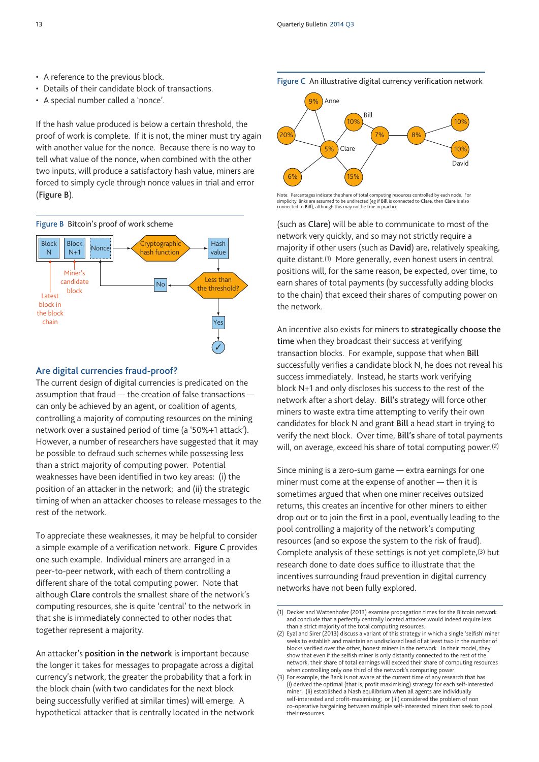- A reference to the previous block.
- Details of their candidate block of transactions.
- A special number called a 'nonce'.

If the hash value produced is below a certain threshold, the proof of work is complete. If it is not, the miner must try again with another value for the nonce. Because there is no way to tell what value of the nonce, when combined with the other two inputs, will produce a satisfactory hash value, miners are forced to simply cycle through nonce values in trial and error (**Figure B**).

**Figure B** Bitcoin's proof of work scheme

Block N | Block N+1 | Nonce → Cryptographic hash function → Hash value → Less than the threshold? → No (return to Nonce) / Yes ✓

Latest block in the block chain; Miner's candidate block

## Are digital currencies fraud-proof?

The current design of digital currencies is predicated on the assumption that fraud — the creation of false transactions — can only be achieved by an agent, or coalition of agents, controlling a majority of computing resources on the mining network over a sustained period of time (a '50%+1 attack'). However, a number of researchers have suggested that it may be possible to defraud such schemes while possessing less than a strict majority of computing power. Potential weaknesses have been identified in two key areas: (i) the position of an attacker in the network; and (ii) the strategic timing of when an attacker chooses to release messages to the rest of the network.

To appreciate these weaknesses, it may be helpful to consider a simple example of a verification network. **Figure C** provides one such example. Individual miners are arranged in a peer-to-peer network, with each of them controlling a different share of the total computing power. Note that although **Clare** controls the smallest share of the network's computing resources, she is quite 'central' to the network in that she is immediately connected to other nodes that together represent a majority.

**Figure C** An illustrative digital currency verification network

Nodes: 9% (Anne), 10% (Bill), 20%, 5% (Clare), 7%, 8%, 10%, 10% (David), 6%, 15%

Note: Percentages indicate the share of total computing resources controlled by each node. For simplicity, links are assumed to be undirected (eg if **Bill** is connected to **Clare**, then **Clare** is also connected to **Bill**), although this may not be true in practice.

An attacker's **position in the network** is important because the longer it takes for messages to propagate across a digital currency's network, the greater the probability that a fork in the block chain (with two candidates for the next block being successfully verified at similar times) will emerge. A hypothetical attacker that is centrally located in the network (such as **Clare**) will be able to communicate to most of the network very quickly, and so may not strictly require a majority if other users (such as **David**) are, relatively speaking, quite distant.(1) More generally, even honest users in central positions will, for the same reason, be expected, over time, to earn shares of total payments (by successfully adding blocks to the chain) that exceed their shares of computing power on the network.

An incentive also exists for miners to **strategically choose the time** when they broadcast their success at verifying transaction blocks. For example, suppose that when **Bill** successfully verifies a candidate block N, he does not reveal his success immediately. Instead, he starts work verifying block N+1 and only discloses his success to the rest of the network after a short delay. **Bill's** strategy will force other miners to waste extra time attempting to verify their own candidates for block N and grant **Bill** a head start in trying to verify the next block. Over time, **Bill's** share of total payments will, on average, exceed his share of total computing power.(2)

Since mining is a zero-sum game — extra earnings for one miner must come at the expense of another — then it is sometimes argued that when one miner receives outsized returns, this creates an incentive for other miners to either drop out or to join the first in a pool, eventually leading to the pool controlling a majority of the network's computing resources (and so expose the system to the risk of fraud). Complete analysis of these settings is not yet complete,(3) but research done to date does suffice to illustrate that the incentives surrounding fraud prevention in digital currency networks have not been fully explored.

(1) Decker and Wattenhofer (2013) examine propagation times for the Bitcoin network and conclude that a perfectly centrally located attacker would indeed require less than a strict majority of the total computing resources.

(2) Eyal and Sirer (2013) discuss a variant of this strategy in which a single 'selfish' miner seeks to establish and maintain an undisclosed lead of at least two in the number of blocks verified over the other, honest miners in the network. In their model, they show that even if the selfish miner is only distantly connected to the rest of the network, their share of total earnings will exceed their share of computing resources when controlling only one third of the network's computing power.

(3) For example, the Bank is not aware at the current time of any research that has (i) derived the optimal (that is, profit maximising) strategy for each self-interested miner; (ii) established a Nash equilibrium when all agents are individually self-interested and profit-maximising; or (iii) considered the problem of non co-operative bargaining between multiple self-interested miners that seek to pool their resources.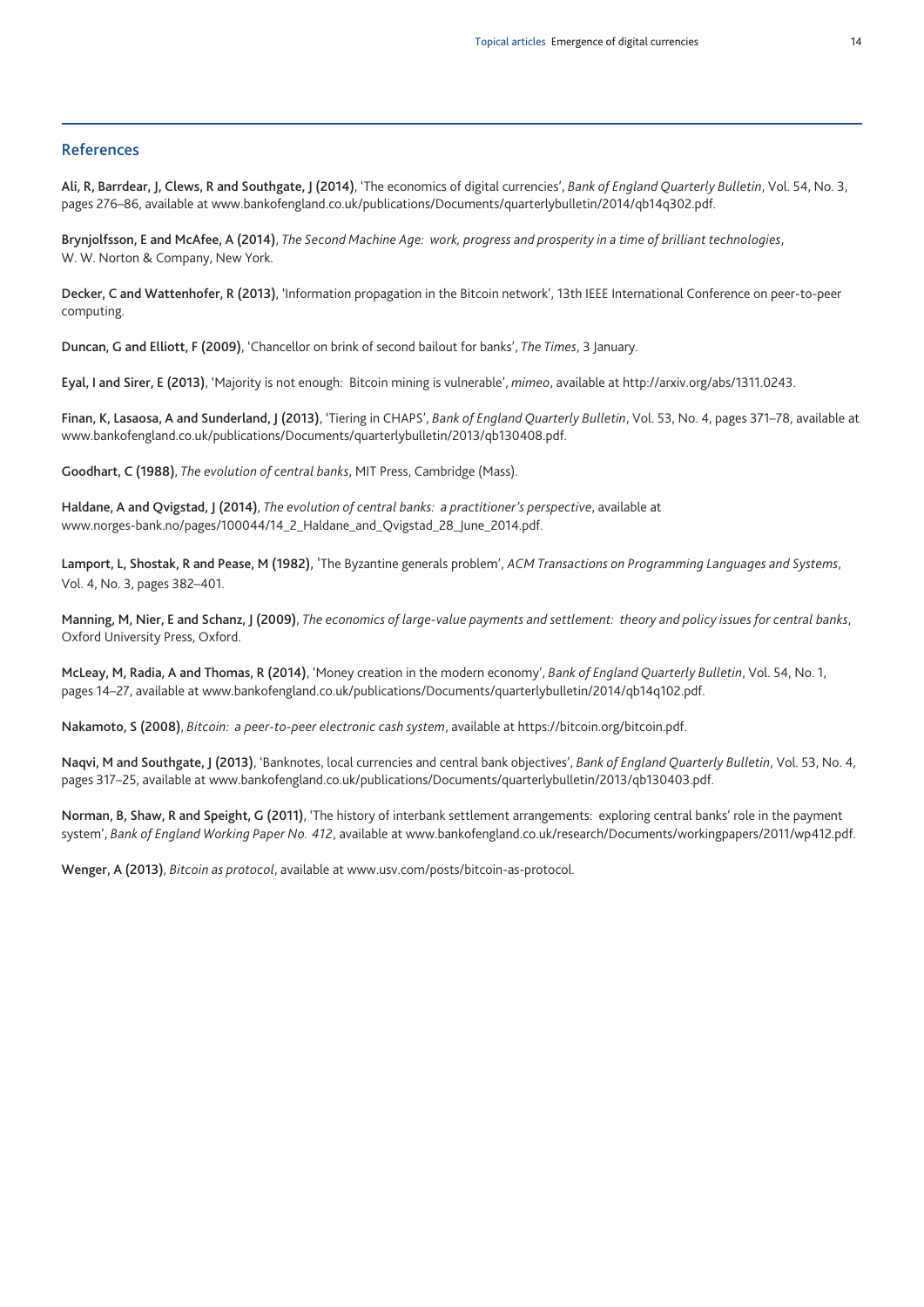## References

**Ali, R, Barrdear, J, Clews, R and Southgate, J (2014)**, 'The economics of digital currencies', *Bank of England Quarterly Bulletin*, Vol. 54, No. 3, pages 276–86, available at www.bankofengland.co.uk/publications/Documents/quarterlybulletin/2014/qb14q302.pdf.

**Brynjolfsson, E and McAfee, A (2014)**, *The Second Machine Age: work, progress and prosperity in a time of brilliant technologies*, W. W. Norton & Company, New York.

**Decker, C and Wattenhofer, R (2013)**, 'Information propagation in the Bitcoin network', 13th IEEE International Conference on peer-to-peer computing.

**Duncan, G and Elliott, F (2009)**, 'Chancellor on brink of second bailout for banks', *The Times*, 3 January.

**Eyal, I and Sirer, E (2013)**, 'Majority is not enough: Bitcoin mining is vulnerable', *mimeo*, available at http://arxiv.org/abs/1311.0243.

**Finan, K, Lasaosa, A and Sunderland, J (2013)**, 'Tiering in CHAPS', *Bank of England Quarterly Bulletin*, Vol. 53, No. 4, pages 371–78, available at www.bankofengland.co.uk/publications/Documents/quarterlybulletin/2013/qb130408.pdf.

**Goodhart, C (1988)**, *The evolution of central banks*, MIT Press, Cambridge (Mass).

**Haldane, A and Qvigstad, J (2014)**, *The evolution of central banks: a practitioner's perspective*, available at www.norges-bank.no/pages/100044/14_2_Haldane_and_Qvigstad_28_June_2014.pdf.

**Lamport, L, Shostak, R and Pease, M (1982)**, 'The Byzantine generals problem', *ACM Transactions on Programming Languages and Systems*, Vol. 4, No. 3, pages 382–401.

**Manning, M, Nier, E and Schanz, J (2009)**, *The economics of large-value payments and settlement: theory and policy issues for central banks*, Oxford University Press, Oxford.

**McLeay, M, Radia, A and Thomas, R (2014)**, 'Money creation in the modern economy', *Bank of England Quarterly Bulletin*, Vol. 54, No. 1, pages 14–27, available at www.bankofengland.co.uk/publications/Documents/quarterlybulletin/2014/qb14q102.pdf.

**Nakamoto, S (2008)**, *Bitcoin: a peer-to-peer electronic cash system*, available at https://bitcoin.org/bitcoin.pdf.

**Naqvi, M and Southgate, J (2013)**, 'Banknotes, local currencies and central bank objectives', *Bank of England Quarterly Bulletin*, Vol. 53, No. 4, pages 317–25, available at www.bankofengland.co.uk/publications/Documents/quarterlybulletin/2013/qb130403.pdf.

**Norman, B, Shaw, R and Speight, G (2011)**, 'The history of interbank settlement arrangements: exploring central banks' role in the payment system', *Bank of England Working Paper No. 412*, available at www.bankofengland.co.uk/research/Documents/workingpapers/2011/wp412.pdf.

**Wenger, A (2013)**, *Bitcoin as protocol*, available at www.usv.com/posts/bitcoin-as-protocol.